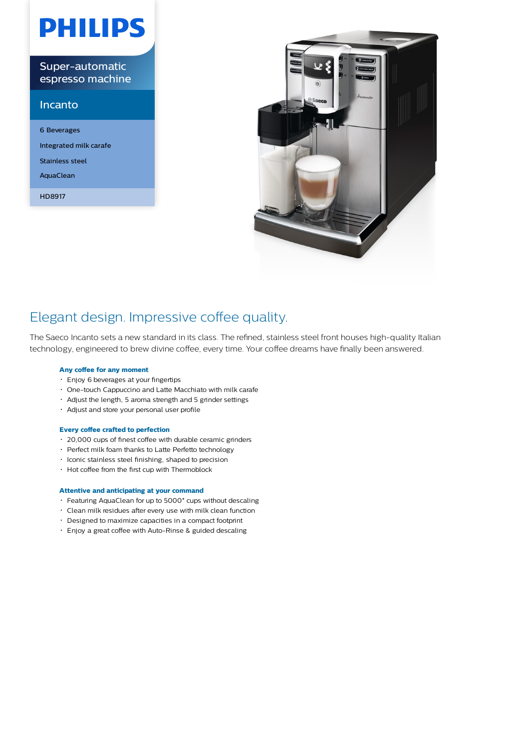PHILIPS

Super-automatic espresso machine

## Incanto

- 6 Beverages
- Integrated milk carafe
- Stainless steel
- AquaClean

HD8917

# Elegant design. Impressive coffee quality.

The Saeco Incanto sets a new standard in its class. The refined, stainless steel front houses high-quality Italian technology, engineered to brew divine coffee, every time. Your coffee dreams have finally been answered.

**Any coffee for any moment**

- Enjoy 6 beverages at your fingertips
- One-touch Cappuccino and Latte Macchiato with milk carafe
- Adjust the length, 5 aroma strength and 5 grinder settings
- Adjust and store your personal user profile

**Every coffee crafted to perfection**

- 20,000 cups of finest coffee with durable ceramic grinders
- Perfect milk foam thanks to Latte Perfetto technology
- Iconic stainless steel finishing, shaped to precision
- Hot coffee from the first cup with Thermoblock

**Attentive and anticipating at your command**

- Featuring AquaClean for up to 5000* cups without descaling
- Clean milk residues after every use with milk clean function
- Designed to maximize capacities in a compact footprint
- Enjoy a great coffee with Auto-Rinse & guided descaling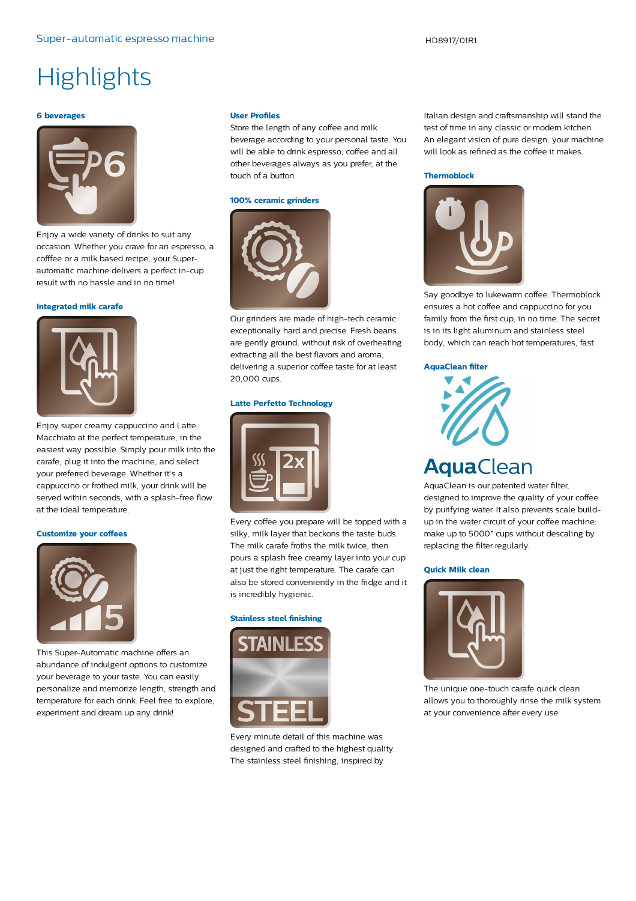# Highlights

### 6 beverages

Enjoy a wide variety of drinks to suit any occasion. Whether you crave for an espresso, a cofffee or a milk based recipe, your Super-automatic machine delivers a perfect in-cup result with no hassle and in no time!

### Integrated milk carafe

Enjoy super creamy cappuccino and Latte Macchiato at the perfect temperature, in the easiest way possible. Simply pour milk into the carafe, plug it into the machine, and select your preferred beverage. Whether it's a cappuccino or frothed milk, your drink will be served within seconds, with a splash-free flow at the ideal temperature.

### Customize your coffees

This Super-Automatic machine offers an abundance of indulgent options to customize your beverage to your taste. You can easily personalize and memorize length, strength and temperature for each drink. Feel free to explore, experiment and dream up any drink!

### User Profiles

Store the length of any coffee and milk beverage according to your personal taste. You will be able to drink espresso, coffee and all other beverages always as you prefer, at the touch of a button.

### 100% ceramic grinders

Our grinders are made of high-tech ceramic: exceptionally hard and precise. Fresh beans are gently ground, without risk of overheating: extracting all the best flavors and aroma, delivering a superior coffee taste for at least 20,000 cups.

### Latte Perfetto Technology

Every coffee you prepare will be topped with a silky, milk layer that beckons the taste buds. The milk carafe froths the milk twice, then pours a splash free creamy layer into your cup at just the right temperature. The carafe can also be stored conveniently in the fridge and it is incredibly hygienic.

### Stainless steel finishing

Every minute detail of this machine was designed and crafted to the highest quality. The stainless steel finishing, inspired by Italian design and craftsmanship will stand the test of time in any classic or modern kitchen. An elegant vision of pure design, your machine will look as refined as the coffee it makes.

### Thermoblock

Say goodbye to lukewarm coffee. Thermoblock ensures a hot coffee and cappuccino for you family from the first cup, in no time. The secret is in its light aluminum and stainless steel body, which can reach hot temperatures, fast.

### AquaClean filter

AquaClean is our patented water filter, designed to improve the quality of your coffee by purifying water. It also prevents scale build-up in the water circuit of your coffee machine: make up to 5000* cups without descaling by replacing the filter regularly.

### Quick Milk clean

The unique one-touch carafe quick clean allows you to thoroughly rinse the milk system at your convenience after every use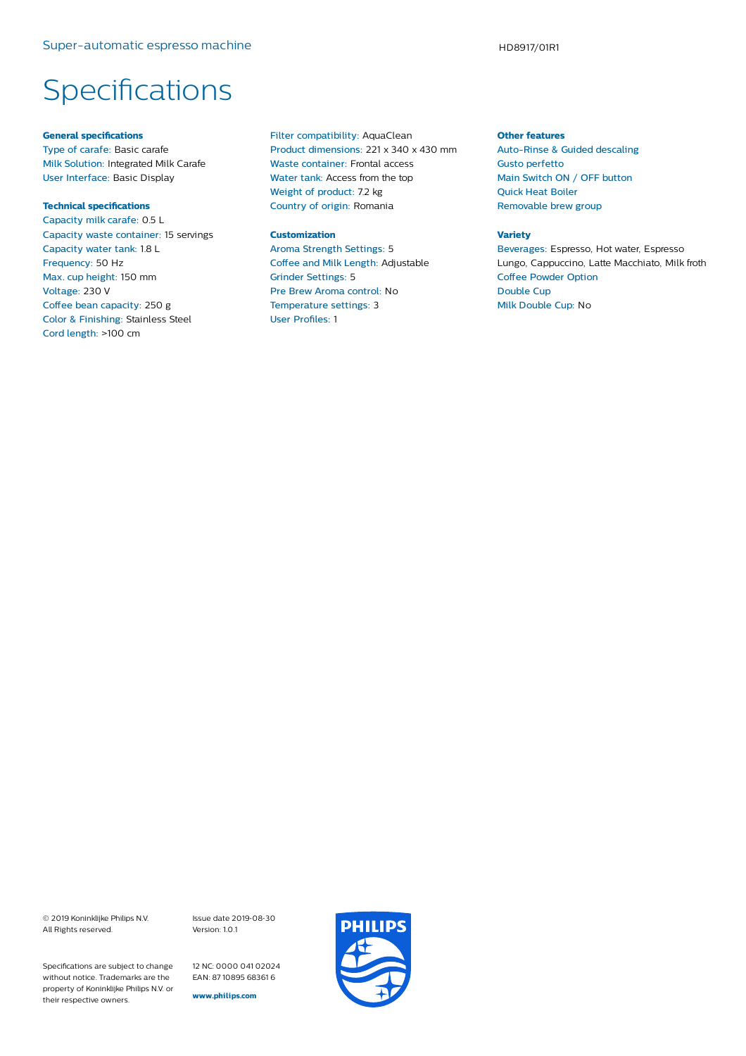Super-automatic espresso machine

HD8917/01R1

# Specifications

### General specifications

Type of carafe: Basic carafe
Milk Solution: Integrated Milk Carafe
User Interface: Basic Display

### Technical specifications

Capacity milk carafe: 0.5 L
Capacity waste container: 15 servings
Capacity water tank: 1.8 L
Frequency: 50 Hz
Max. cup height: 150 mm
Voltage: 230 V
Coffee bean capacity: 250 g
Color & Finishing: Stainless Steel
Cord length: >100 cm
Filter compatibility: AquaClean
Product dimensions: 221 x 340 x 430 mm
Waste container: Frontal access
Water tank: Access from the top
Weight of product: 7.2 kg
Country of origin: Romania

### Customization

Aroma Strength Settings: 5
Coffee and Milk Length: Adjustable
Grinder Settings: 5
Pre Brew Aroma control: No
Temperature settings: 3
User Profiles: 1

### Other features

Auto-Rinse & Guided descaling
Gusto perfetto
Main Switch ON / OFF button
Quick Heat Boiler
Removable brew group

### Variety

Beverages: Espresso, Hot water, Espresso Lungo, Cappuccino, Latte Macchiato, Milk froth
Coffee Powder Option
Double Cup
Milk Double Cup: No

© 2019 Koninklijke Philips N.V.
All Rights reserved.

Specifications are subject to change without notice. Trademarks are the property of Koninklijke Philips N.V. or their respective owners.

Issue date 2019-08-30
Version: 1.0.1

12 NC: 0000 041 02024
EAN: 87 10895 68361 6

**www.philips.com**

PHILIPS